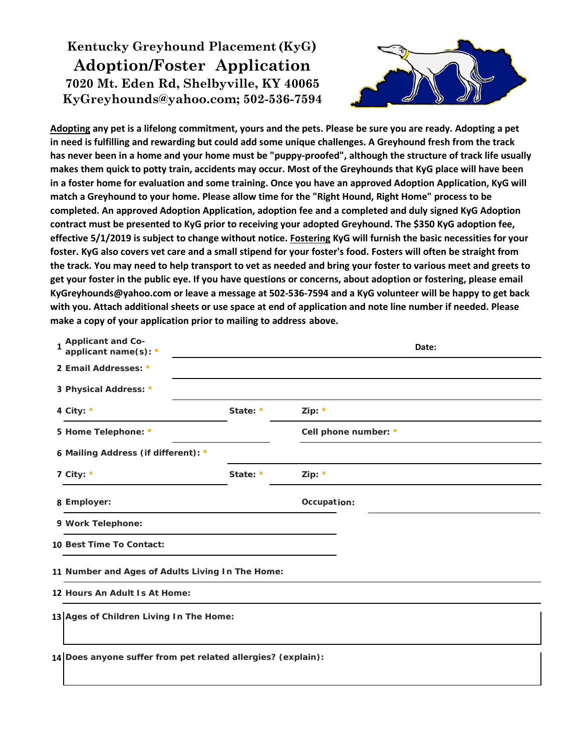# Kentucky Greyhound Placement (KyG)

## Adoption/Foster Application

**7020 Mt. Eden Rd, Shelbyville, KY 40065**
**KyGreyhounds@yahoo.com; 502-536-7594**

**<u>Adopting</u> any pet is a lifelong commitment, yours and the pets. Please be sure you are ready. Adopting a pet in need is fulfilling and rewarding but could add some unique challenges. A Greyhound fresh from the track has never been in a home and your home must be "puppy-proofed", although the structure of track life usually makes them quick to potty train, accidents may occur. Most of the Greyhounds that KyG place will have been in a foster home for evaluation and some training. Once you have an approved Adoption Application, KyG will match a Greyhound to your home. Please allow time for the "Right Hound, Right Home" process to be completed. An approved Adoption Application, adoption fee and a completed and duly signed KyG Adoption contract must be presented to KyG prior to receiving your adopted Greyhound. The $350 KyG adoption fee, effective 5/1/2019 is subject to change without notice. <u>Fostering</u> KyG will furnish the basic necessities for your foster. KyG also covers vet care and a small stipend for your foster's food. Fosters will often be straight from the track. You may need to help transport to vet as needed and bring your foster to various meet and greets to get your foster in the public eye. If you have questions or concerns, about adoption or fostering, please email KyGreyhounds@yahoo.com or leave a message at 502-536-7594 and a KyG volunteer will be happy to get back with you. Attach additional sheets or use space at end of application and note line number if needed. Please make a copy of your application prior to mailing to address above.**

1 Applicant and Co-applicant name(s): * ____________________ Date: ____________________

2 Email Addresses: * ____________________

3 Physical Address: * ____________________

4 City: * ____________ State: * ____________ Zip: * ____________

5 Home Telephone: * ____________ Cell phone number: * ____________

6 Mailing Address (if different): * ____________________

7 City: * ____________ State: * ____________ Zip: * ____________

8 Employer: ____________ Occupation: ____________

9 Work Telephone: ____________________

10 Best Time To Contact: ____________________

11 Number and Ages of Adults Living In The Home: ____________________

12 Hours An Adult Is At Home: ____________________

13 Ages of Children Living In The Home: ____________________

14 Does anyone suffer from pet related allergies? (explain): ____________________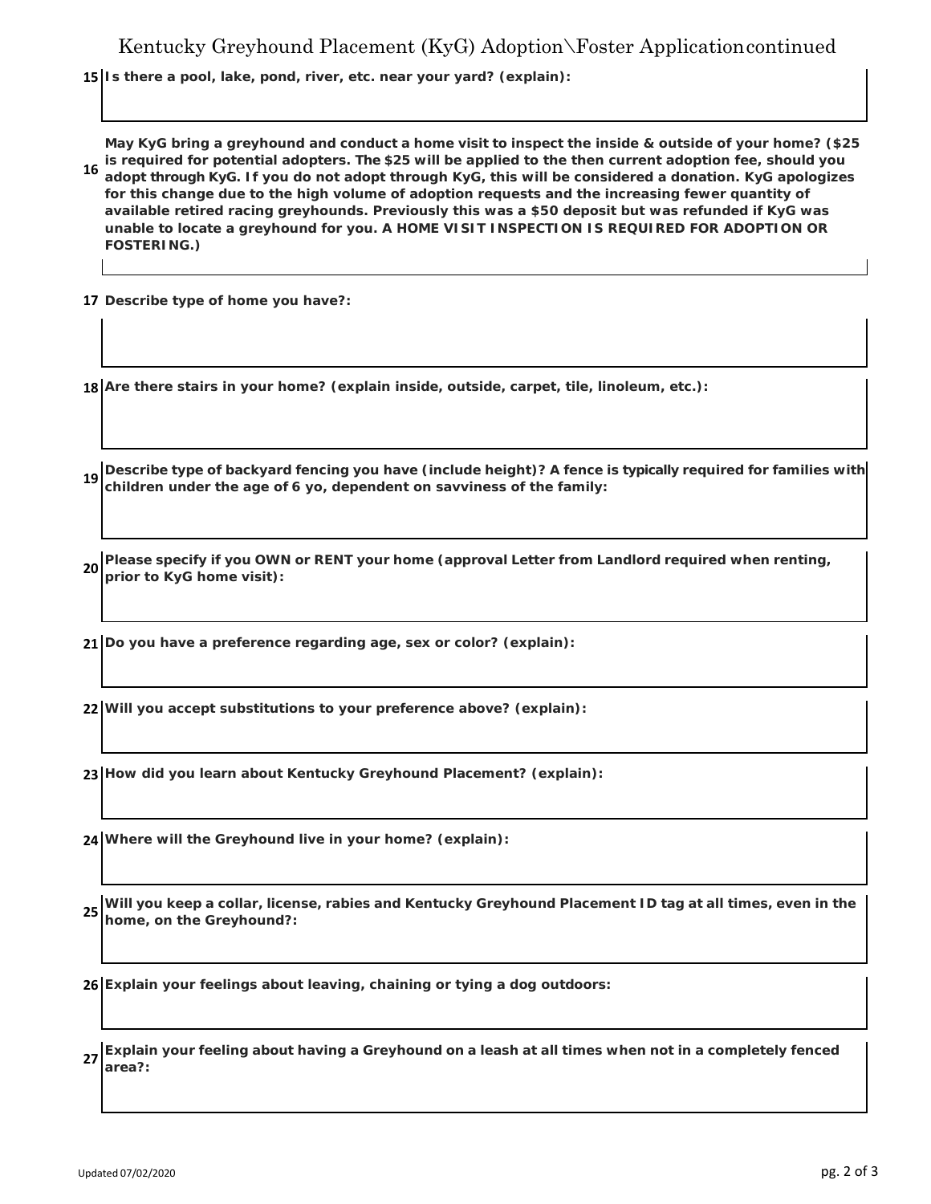# Kentucky Greyhound Placement (KyG) Adoption\Foster Application continued

**15 Is there a pool, lake, pond, river, etc. near your yard? (explain):**

**16 May KyG bring a greyhound and conduct a home visit to inspect the inside & outside of your home? ($25 is required for potential adopters. The $25 will be applied to the then current adoption fee, should you adopt through KyG. If you do not adopt through KyG, this will be considered a donation. KyG apologizes for this change due to the high volume of adoption requests and the increasing fewer quantity of available retired racing greyhounds. Previously this was a $50 deposit but was refunded if KyG was unable to locate a greyhound for you. A HOME VISIT INSPECTION IS REQUIRED FOR ADOPTION OR FOSTERING.)**

**17 Describe type of home you have?:**

**18 Are there stairs in your home? (explain inside, outside, carpet, tile, linoleum, etc.):**

**19 Describe type of backyard fencing you have (include height)? A fence is typically required for families with children under the age of 6 yo, dependent on savviness of the family:**

**20 Please specify if you OWN or RENT your home (approval Letter from Landlord required when renting, prior to KyG home visit):**

**21 Do you have a preference regarding age, sex or color? (explain):**

**22 Will you accept substitutions to your preference above? (explain):**

**23 How did you learn about Kentucky Greyhound Placement? (explain):**

**24 Where will the Greyhound live in your home? (explain):**

**25 Will you keep a collar, license, rabies and Kentucky Greyhound Placement ID tag at all times, even in the home, on the Greyhound?:**

**26 Explain your feelings about leaving, chaining or tying a dog outdoors:**

**27 Explain your feeling about having a Greyhound on a leash at all times when not in a completely fenced area?:**

Updated 07/02/2020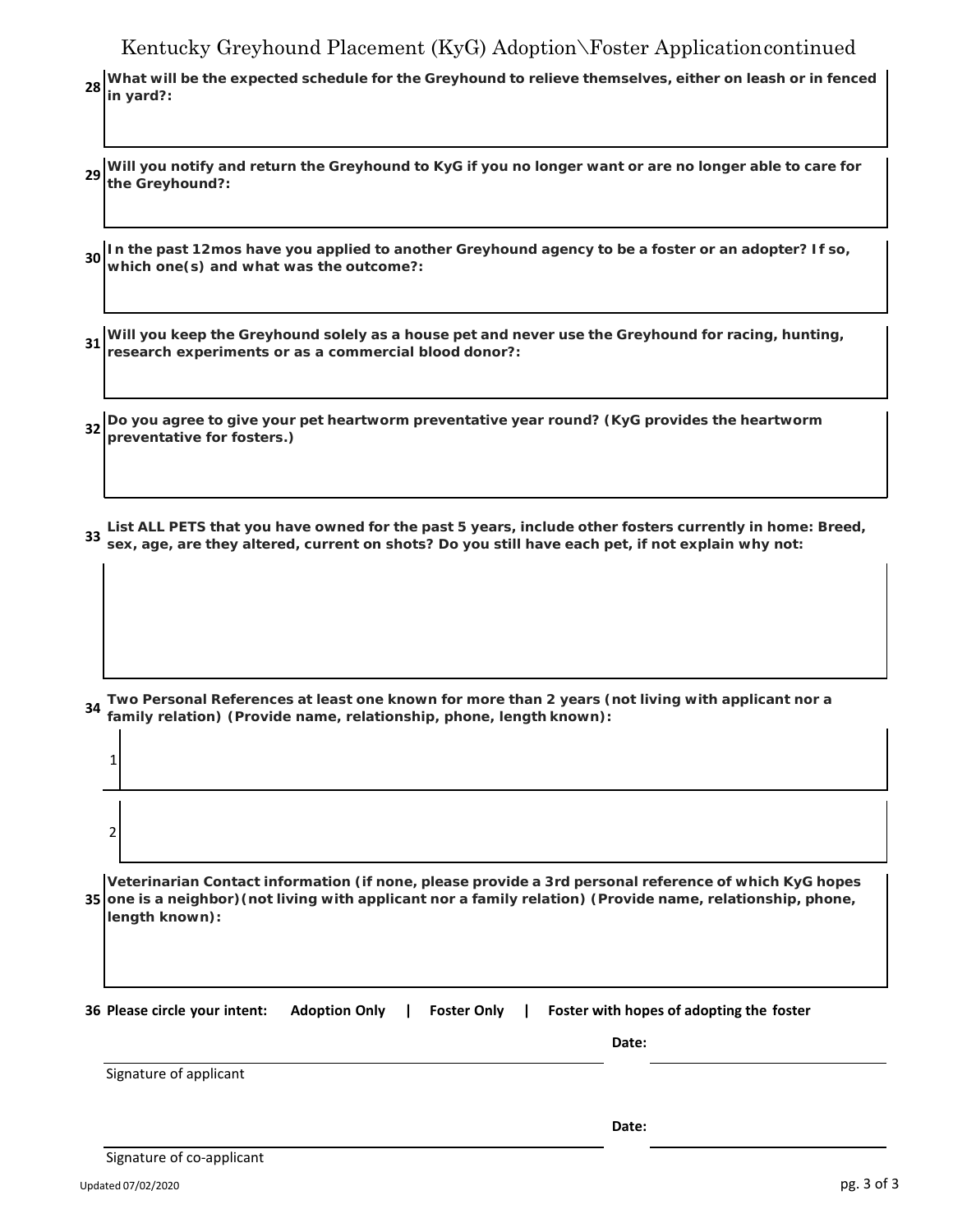# Kentucky Greyhound Placement (KyG) Adoption\Foster Application continued

**28** **What will be the expected schedule for the Greyhound to relieve themselves, either on leash or in fenced in yard?:**

**29** **Will you notify and return the Greyhound to KyG if you no longer want or are no longer able to care for the Greyhound?:**

**30** **In the past 12mos have you applied to another Greyhound agency to be a foster or an adopter? If so, which one(s) and what was the outcome?:**

**31** **Will you keep the Greyhound solely as a house pet and never use the Greyhound for racing, hunting, research experiments or as a commercial blood donor?:**

**32** **Do you agree to give your pet heartworm preventative year round? (KyG provides the heartworm preventative for fosters.)**

**33** **List ALL PETS that you have owned for the past 5 years, include other fosters currently in home: Breed, sex, age, are they altered, current on shots? Do you still have each pet, if not explain why not:**

**34** **Two Personal References at least one known for more than 2 years (not living with applicant nor a family relation) (Provide name, relationship, phone, length known):**

1

2

**35** **Veterinarian Contact information (if none, please provide a 3rd personal reference of which KyG hopes one is a neighbor)(not living with applicant nor a family relation) (Provide name, relationship, phone, length known):**

**36 Please circle your intent: Adoption Only | Foster Only | Foster with hopes of adopting the foster**

**Date:** ____________________

Signature of applicant

**Date:** ____________________

Signature of co-applicant

Updated 07/02/2020